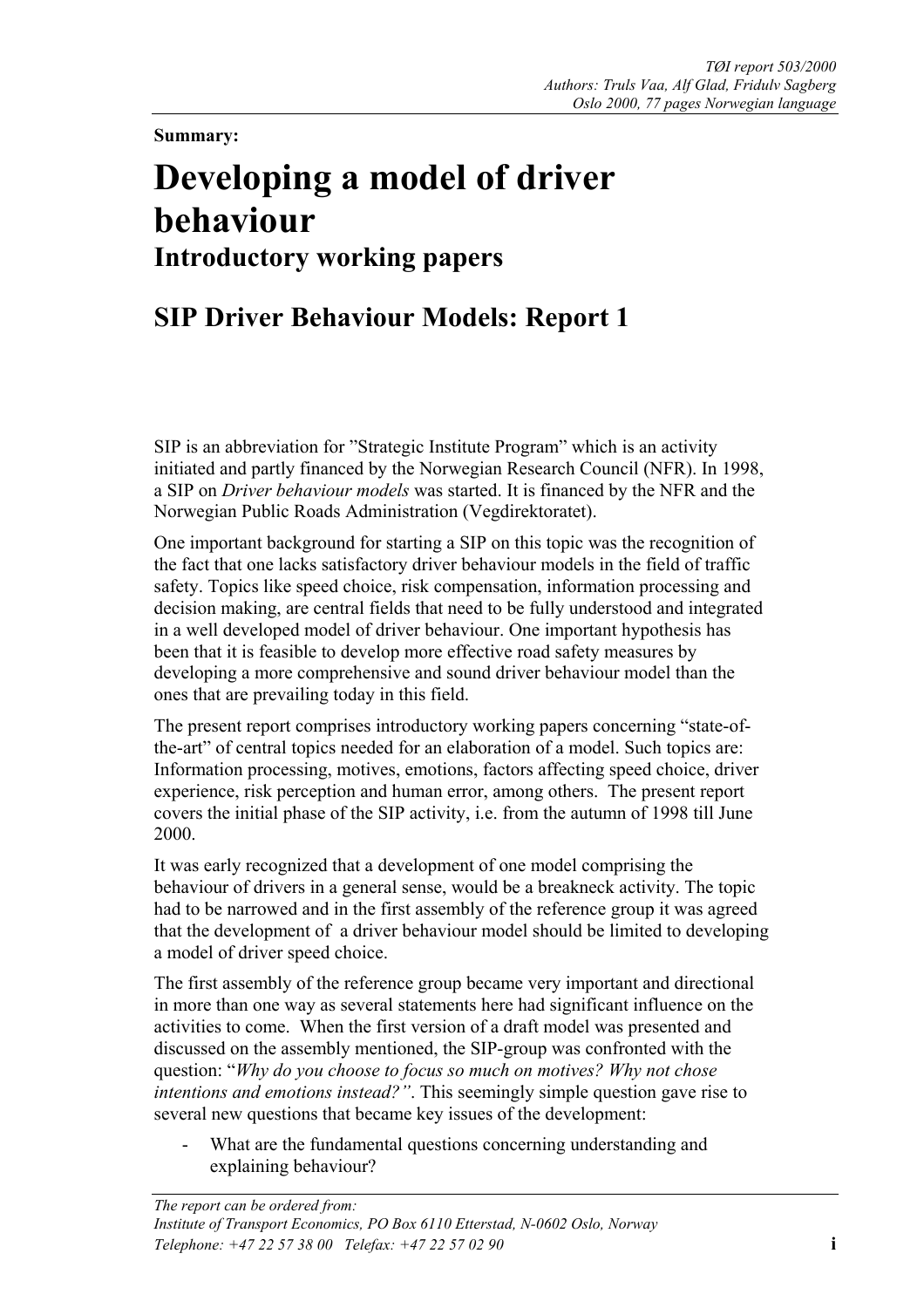TØI report 503/2000
Authors: Truls Vaa, Alf Glad, Fridulv Sagberg
Oslo 2000, 77 pages Norwegian language

**Summary:**

# Developing a model of driver behaviour

## Introductory working papers

## SIP Driver Behaviour Models: Report 1

SIP is an abbreviation for ”Strategic Institute Program” which is an activity initiated and partly financed by the Norwegian Research Council (NFR). In 1998, a SIP on *Driver behaviour models* was started. It is financed by the NFR and the Norwegian Public Roads Administration (Vegdirektoratet).

One important background for starting a SIP on this topic was the recognition of the fact that one lacks satisfactory driver behaviour models in the field of traffic safety. Topics like speed choice, risk compensation, information processing and decision making, are central fields that need to be fully understood and integrated in a well developed model of driver behaviour. One important hypothesis has been that it is feasible to develop more effective road safety measures by developing a more comprehensive and sound driver behaviour model than the ones that are prevailing today in this field.

The present report comprises introductory working papers concerning “state-of-the-art” of central topics needed for an elaboration of a model. Such topics are: Information processing, motives, emotions, factors affecting speed choice, driver experience, risk perception and human error, among others. The present report covers the initial phase of the SIP activity, i.e. from the autumn of 1998 till June 2000.

It was early recognized that a development of one model comprising the behaviour of drivers in a general sense, would be a breakneck activity. The topic had to be narrowed and in the first assembly of the reference group it was agreed that the development of a driver behaviour model should be limited to developing a model of driver speed choice.

The first assembly of the reference group became very important and directional in more than one way as several statements here had significant influence on the activities to come. When the first version of a draft model was presented and discussed on the assembly mentioned, the SIP-group was confronted with the question: “*Why do you choose to focus so much on motives? Why not chose intentions and emotions instead?”*. This seemingly simple question gave rise to several new questions that became key issues of the development:

- What are the fundamental questions concerning understanding and explaining behaviour?

*The report can be ordered from:*
*Institute of Transport Economics, PO Box 6110 Etterstad, N-0602 Oslo, Norway*
*Telephone: +47 22 57 38 00 Telefax: +47 22 57 02 90*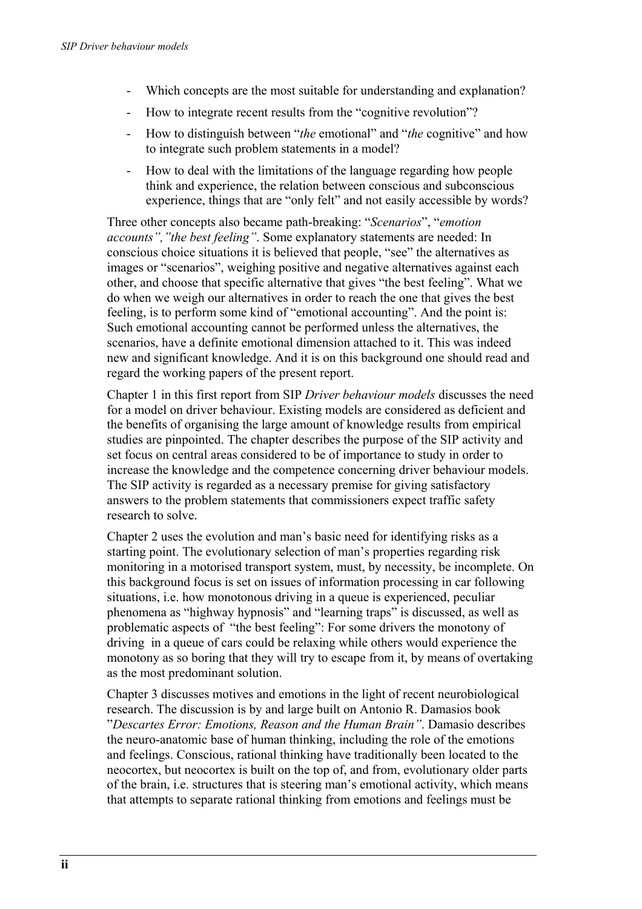- Which concepts are the most suitable for understanding and explanation?
- How to integrate recent results from the "cognitive revolution"?
- How to distinguish between "*the* emotional" and "*the* cognitive" and how to integrate such problem statements in a model?
- How to deal with the limitations of the language regarding how people think and experience, the relation between conscious and subconscious experience, things that are "only felt" and not easily accessible by words?

Three other concepts also became path-breaking: "*Scenarios*", "*emotion accounts","the best feeling"*. Some explanatory statements are needed: In conscious choice situations it is believed that people, "see" the alternatives as images or "scenarios", weighing positive and negative alternatives against each other, and choose that specific alternative that gives "the best feeling". What we do when we weigh our alternatives in order to reach the one that gives the best feeling, is to perform some kind of "emotional accounting". And the point is: Such emotional accounting cannot be performed unless the alternatives, the scenarios, have a definite emotional dimension attached to it. This was indeed new and significant knowledge. And it is on this background one should read and regard the working papers of the present report.

Chapter 1 in this first report from SIP *Driver behaviour models* discusses the need for a model on driver behaviour. Existing models are considered as deficient and the benefits of organising the large amount of knowledge results from empirical studies are pinpointed. The chapter describes the purpose of the SIP activity and set focus on central areas considered to be of importance to study in order to increase the knowledge and the competence concerning driver behaviour models. The SIP activity is regarded as a necessary premise for giving satisfactory answers to the problem statements that commissioners expect traffic safety research to solve.

Chapter 2 uses the evolution and man's basic need for identifying risks as a starting point. The evolutionary selection of man's properties regarding risk monitoring in a motorised transport system, must, by necessity, be incomplete. On this background focus is set on issues of information processing in car following situations, i.e. how monotonous driving in a queue is experienced, peculiar phenomena as "highway hypnosis" and "learning traps" is discussed, as well as problematic aspects of "the best feeling": For some drivers the monotony of driving in a queue of cars could be relaxing while others would experience the monotony as so boring that they will try to escape from it, by means of overtaking as the most predominant solution.

Chapter 3 discusses motives and emotions in the light of recent neurobiological research. The discussion is by and large built on Antonio R. Damasios book "*Descartes Error: Emotions, Reason and the Human Brain"*. Damasio describes the neuro-anatomic base of human thinking, including the role of the emotions and feelings. Conscious, rational thinking have traditionally been located to the neocortex, but neocortex is built on the top of, and from, evolutionary older parts of the brain, i.e. structures that is steering man's emotional activity, which means that attempts to separate rational thinking from emotions and feelings must be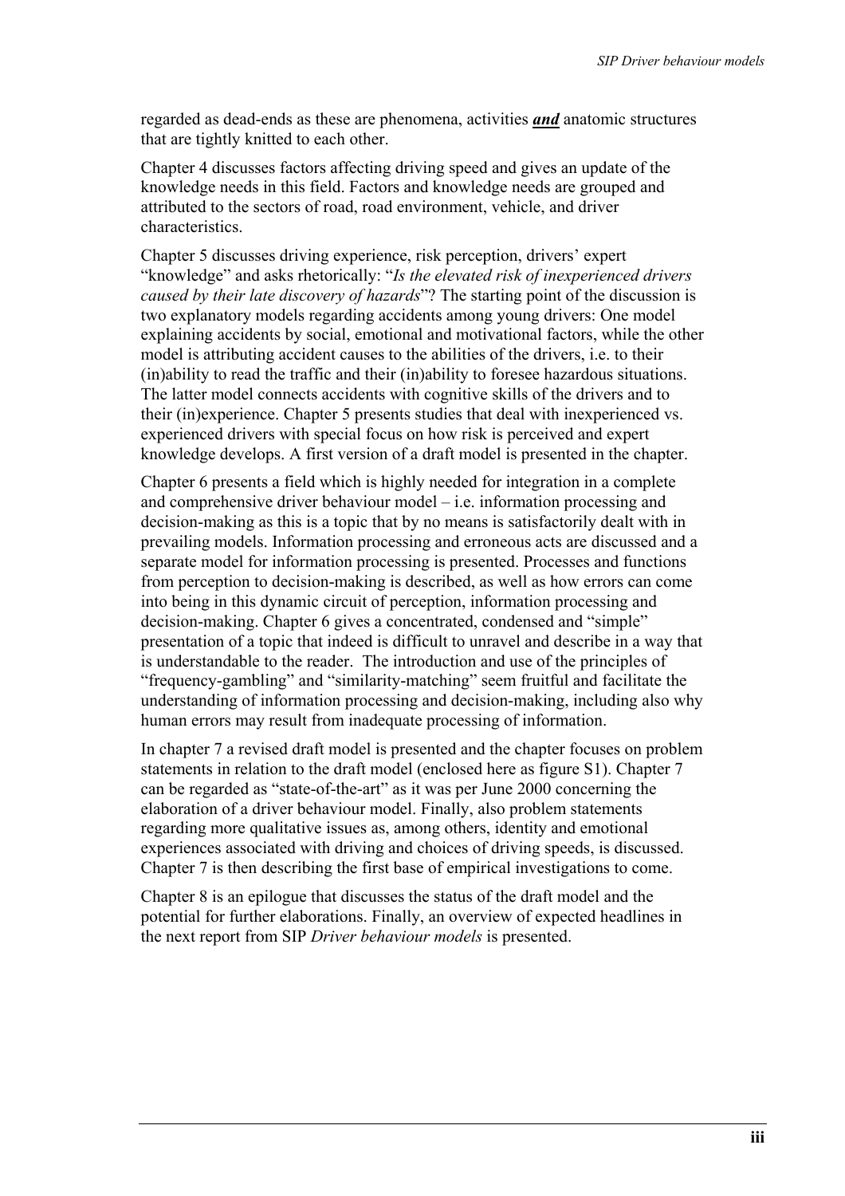regarded as dead-ends as these are phenomena, activities ***and*** anatomic structures that are tightly knitted to each other.

Chapter 4 discusses factors affecting driving speed and gives an update of the knowledge needs in this field. Factors and knowledge needs are grouped and attributed to the sectors of road, road environment, vehicle, and driver characteristics.

Chapter 5 discusses driving experience, risk perception, drivers' expert "knowledge" and asks rhetorically: "*Is the elevated risk of inexperienced drivers caused by their late discovery of hazards*"? The starting point of the discussion is two explanatory models regarding accidents among young drivers: One model explaining accidents by social, emotional and motivational factors, while the other model is attributing accident causes to the abilities of the drivers, i.e. to their (in)ability to read the traffic and their (in)ability to foresee hazardous situations. The latter model connects accidents with cognitive skills of the drivers and to their (in)experience. Chapter 5 presents studies that deal with inexperienced vs. experienced drivers with special focus on how risk is perceived and expert knowledge develops. A first version of a draft model is presented in the chapter.

Chapter 6 presents a field which is highly needed for integration in a complete and comprehensive driver behaviour model – i.e. information processing and decision-making as this is a topic that by no means is satisfactorily dealt with in prevailing models. Information processing and erroneous acts are discussed and a separate model for information processing is presented. Processes and functions from perception to decision-making is described, as well as how errors can come into being in this dynamic circuit of perception, information processing and decision-making. Chapter 6 gives a concentrated, condensed and "simple" presentation of a topic that indeed is difficult to unravel and describe in a way that is understandable to the reader. The introduction and use of the principles of "frequency-gambling" and "similarity-matching" seem fruitful and facilitate the understanding of information processing and decision-making, including also why human errors may result from inadequate processing of information.

In chapter 7 a revised draft model is presented and the chapter focuses on problem statements in relation to the draft model (enclosed here as figure S1). Chapter 7 can be regarded as "state-of-the-art" as it was per June 2000 concerning the elaboration of a driver behaviour model. Finally, also problem statements regarding more qualitative issues as, among others, identity and emotional experiences associated with driving and choices of driving speeds, is discussed. Chapter 7 is then describing the first base of empirical investigations to come.

Chapter 8 is an epilogue that discusses the status of the draft model and the potential for further elaborations. Finally, an overview of expected headlines in the next report from SIP *Driver behaviour models* is presented.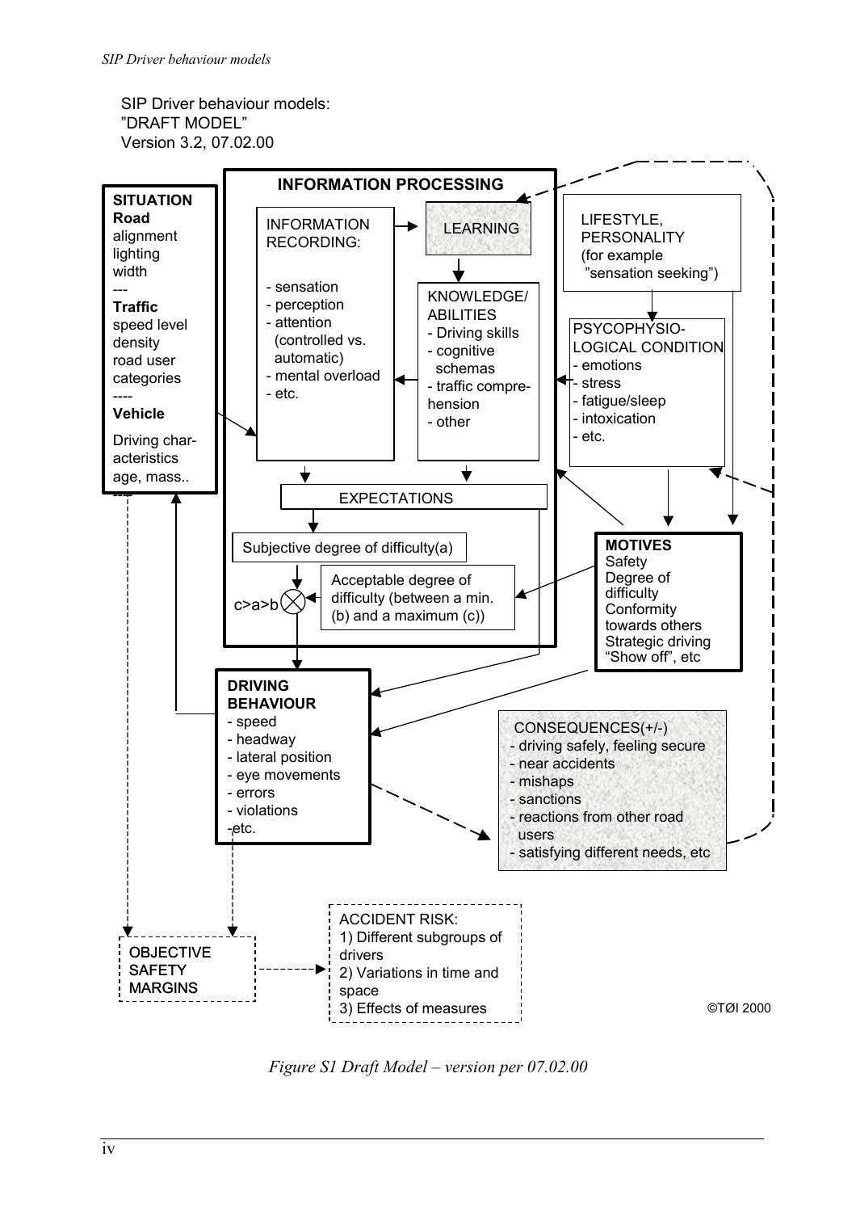SIP Driver behaviour models:
"DRAFT MODEL"
Version 3.2, 07.02.00

INFORMATION PROCESSING

SITUATION
Road
alignment
lighting
width
---
Traffic
speed level
density
road user
categories
----
Vehicle
Driving characteristics
age, mass..
---

INFORMATION RECORDING:

- sensation
- perception
- attention (controlled vs. automatic)
- mental overload
- etc.

LEARNING

KNOWLEDGE/ ABILITIES
- Driving skills
- cognitive schemas
- traffic comprehension
- other

LIFESTYLE, PERSONALITY (for example "sensation seeking")

PSYCOPHYSIOLOGICAL CONDITION
- emotions
- stress
- fatigue/sleep
- intoxication
- etc.

EXPECTATIONS

Subjective degree of difficulty(a)

c>a>b

Acceptable degree of difficulty (between a min. (b) and a maximum (c))

MOTIVES
Safety
Degree of difficulty
Conformity towards others
Strategic driving
"Show off", etc

DRIVING BEHAVIOUR
- speed
- headway
- lateral position
- eye movements
- errors
- violations
-etc.

CONSEQUENCES(+/-)
- driving safely, feeling secure
- near accidents
- mishaps
- sanctions
- reactions from other road users
- satisfying different needs, etc

OBJECTIVE SAFETY MARGINS

ACCIDENT RISK:
1) Different subgroups of drivers
2) Variations in time and space
3) Effects of measures

©TØI 2000

*Figure S1 Draft Model – version per 07.02.00*